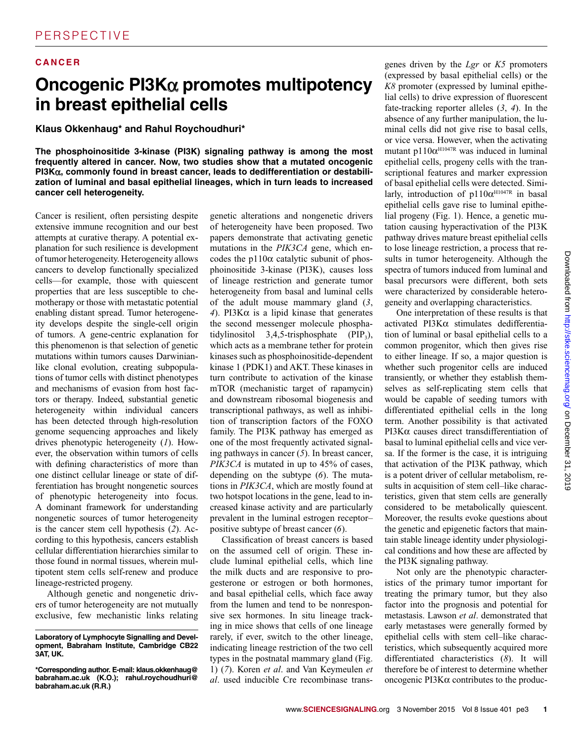PERSPECTIVE

**CANCER**

# Oncogenic PI3Kα promotes multipotency in breast epithelial cells

**Klaus Okkenhaug\* and Rahul Roychoudhuri\***

**The phosphoinositide 3-kinase (PI3K) signaling pathway is among the most frequently altered in cancer. Now, two studies show that a mutated oncogenic PI3Kα, commonly found in breast cancer, leads to dedifferentiation or destabilization of luminal and basal epithelial lineages, which in turn leads to increased cancer cell heterogeneity.**

Cancer is resilient, often persisting despite extensive immune recognition and our best attempts at curative therapy. A potential explanation for such resilience is development of tumor heterogeneity. Heterogeneity allows cancers to develop functionally specialized cells—for example, those with quiescent properties that are less susceptible to chemotherapy or those with metastatic potential enabling distant spread. Tumor heterogeneity develops despite the single-cell origin of tumors. A gene-centric explanation for this phenomenon is that selection of genetic mutations within tumors causes Darwinian-like clonal evolution, creating subpopulations of tumor cells with distinct phenotypes and mechanisms of evasion from host factors or therapy. Indeed, substantial genetic heterogeneity within individual cancers has been detected through high-resolution genome sequencing approaches and likely drives phenotypic heterogeneity (*1*). However, the observation within tumors of cells with defining characteristics of more than one distinct cellular lineage or state of differentiation has brought nongenetic sources of phenotypic heterogeneity into focus. A dominant framework for understanding nongenetic sources of tumor heterogeneity is the cancer stem cell hypothesis (*2*). According to this hypothesis, cancers establish cellular differentiation hierarchies similar to those found in normal tissues, wherein multipotent stem cells self-renew and produce lineage-restricted progeny.

Although genetic and nongenetic drivers of tumor heterogeneity are not mutually exclusive, few mechanistic links relating genetic alterations and nongenetic drivers of heterogeneity have been proposed. Two papers demonstrate that activating genetic mutations in the *PIK3CA* gene, which encodes the p110α catalytic subunit of phosphoinositide 3-kinase (PI3K), causes loss of lineage restriction and generate tumor heterogeneity from basal and luminal cells of the adult mouse mammary gland (*3*, *4*). PI3Kα is a lipid kinase that generates the second messenger molecule phosphatidylinositol 3,4,5-trisphosphate ($PIP_3$), which acts as a membrane tether for protein kinases such as phosphoinositide-dependent kinase 1 (PDK1) and AKT. These kinases in turn contribute to activation of the kinase mTOR (mechanistic target of rapamycin) and downstream ribosomal biogenesis and transcriptional pathways, as well as inhibition of transcription factors of the FOXO family. The PI3K pathway has emerged as one of the most frequently activated signaling pathways in cancer (*5*). In breast cancer, *PIK3CA* is mutated in up to 45% of cases, depending on the subtype (*6*). The mutations in *PIK3CA*, which are mostly found at two hotspot locations in the gene, lead to increased kinase activity and are particularly prevalent in the luminal estrogen receptor–positive subtype of breast cancer (*6*).

Classification of breast cancers is based on the assumed cell of origin. These include luminal epithelial cells, which line the milk ducts and are responsive to progesterone or estrogen or both hormones, and basal epithelial cells, which face away from the lumen and tend to be nonresponsive sex hormones. In situ lineage tracking in mice shows that cells of one lineage rarely, if ever, switch to the other lineage, indicating lineage restriction of the two cell types in the postnatal mammary gland (Fig. 1) (*7*). Koren *et al*. and Van Keymeulen *et al*. used inducible Cre recombinase transgenes driven by the *Lgr* or *K5* promoters (expressed by basal epithelial cells) or the *K8* promoter (expressed by luminal epithelial cells) to drive expression of fluorescent fate-tracking reporter alleles (*3*, *4*). In the absence of any further manipulation, the luminal cells did not give rise to basal cells, or vice versa. However, when the activating mutant $p110\alpha^{H1047R}$ was induced in luminal epithelial cells, progeny cells with the transcriptional features and marker expression of basal epithelial cells were detected. Similarly, introduction of $p110\alpha^{H1047R}$ in basal epithelial cells gave rise to luminal epithelial progeny (Fig. 1). Hence, a genetic mutation causing hyperactivation of the PI3K pathway drives mature breast epithelial cells to lose lineage restriction, a process that results in tumor heterogeneity. Although the spectra of tumors induced from luminal and basal precursors were different, both sets were characterized by considerable heterogeneity and overlapping characteristics.

One interpretation of these results is that activated PI3Kα stimulates dedifferentiation of luminal or basal epithelial cells to a common progenitor, which then gives rise to either lineage. If so, a major question is whether such progenitor cells are induced transiently, or whether they establish themselves as self-replicating stem cells that would be capable of seeding tumors with differentiated epithelial cells in the long term. Another possibility is that activated PI3Kα causes direct transdifferentiation of basal to luminal epithelial cells and vice versa. If the former is the case, it is intriguing that activation of the PI3K pathway, which is a potent driver of cellular metabolism, results in acquisition of stem cell–like characteristics, given that stem cells are generally considered to be metabolically quiescent. Moreover, the results evoke questions about the genetic and epigenetic factors that maintain stable lineage identity under physiological conditions and how these are affected by the PI3K signaling pathway.

Not only are the phenotypic characteristics of the primary tumor important for treating the primary tumor, but they also factor into the prognosis and potential for metastasis. Lawson *et al*. demonstrated that early metastases were generally formed by epithelial cells with stem cell–like characteristics, which subsequently acquired more differentiated characteristics (*8*). It will therefore be of interest to determine whether oncogenic PI3Kα contributes to the produc-

**Laboratory of Lymphocyte Signalling and Development, Babraham Institute, Cambridge CB22 3AT, UK.**

**\*Corresponding author. E-mail: klaus.okkenhaug@babraham.ac.uk (K.O.); rahul.roychoudhuri@babraham.ac.uk (R.R.)**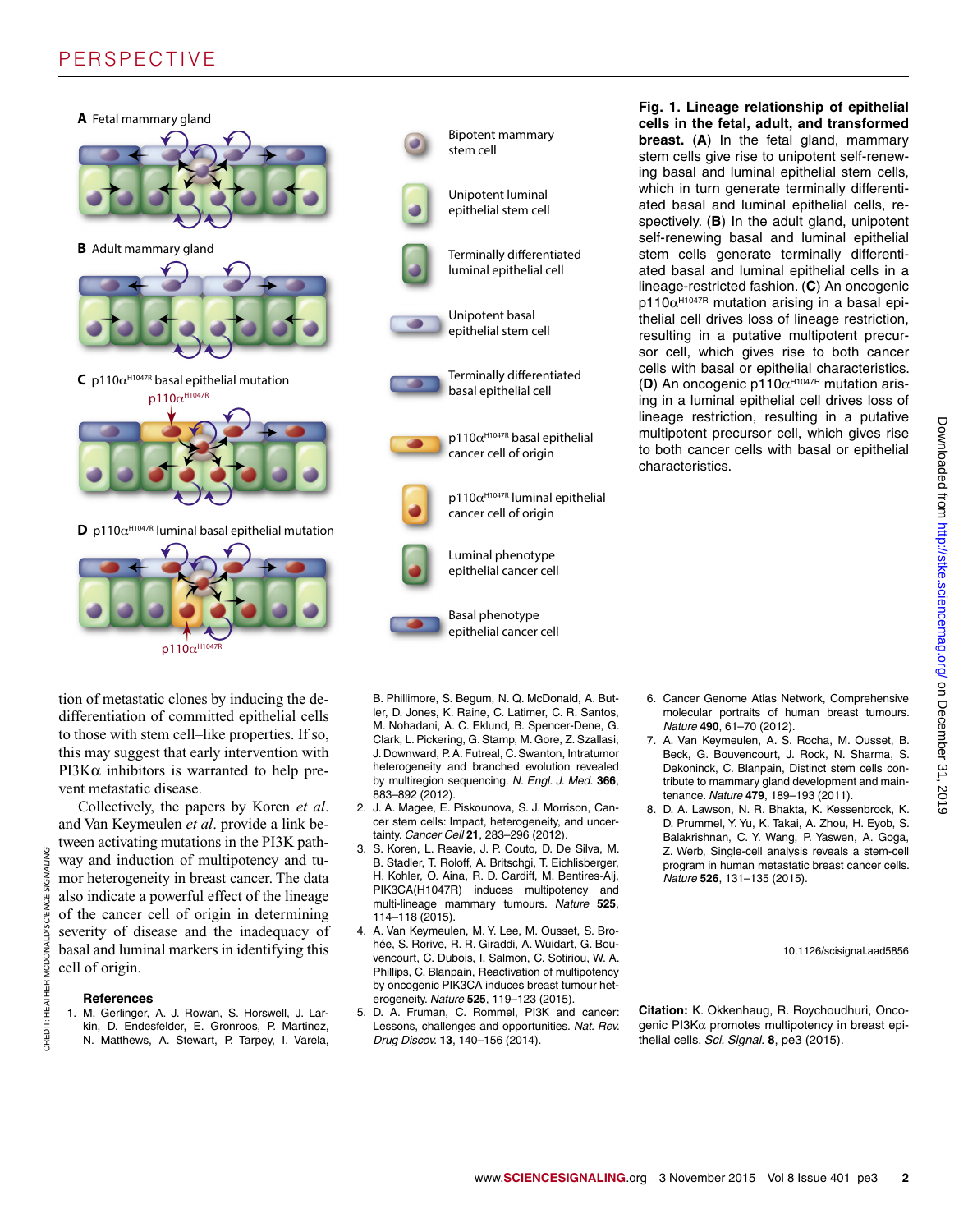**Fig. 1. Lineage relationship of epithelial cells in the fetal, adult, and transformed breast.** (**A**) In the fetal gland, mammary stem cells give rise to unipotent self-renewing basal and luminal epithelial stem cells, which in turn generate terminally differentiated basal and luminal epithelial cells, respectively. (**B**) In the adult gland, unipotent self-renewing basal and luminal epithelial stem cells generate terminally differentiated basal and luminal epithelial cells in a lineage-restricted fashion. (**C**) An oncogenic p110α$^{H1047R}$ mutation arising in a basal epithelial cell drives loss of lineage restriction, resulting in a putative multipotent precursor cell, which gives rise to both cancer cells with basal or epithelial characteristics. (**D**) An oncogenic p110α$^{H1047R}$ mutation arising in a luminal epithelial cell drives loss of lineage restriction, resulting in a putative multipotent precursor cell, which gives rise to both cancer cells with basal or epithelial characteristics.

tion of metastatic clones by inducing the dedifferentiation of committed epithelial cells to those with stem cell–like properties. If so, this may suggest that early intervention with PI3Kα inhibitors is warranted to help prevent metastatic disease.

Collectively, the papers by Koren *et al.* and Van Keymeulen *et al.* provide a link between activating mutations in the PI3K pathway and induction of multipotency and tumor heterogeneity in breast cancer. The data also indicate a powerful effect of the lineage of the cancer cell of origin in determining severity of disease and the inadequacy of basal and luminal markers in identifying this cell of origin.

## References

1. M. Gerlinger, A. J. Rowan, S. Horswell, J. Larkin, D. Endesfelder, E. Gronroos, P. Martinez, N. Matthews, A. Stewart, P. Tarpey, I. Varela, B. Phillimore, S. Begum, N. Q. McDonald, A. Butler, D. Jones, K. Raine, C. Latimer, C. R. Santos, M. Nohadani, A. C. Eklund, B. Spencer-Dene, G. Clark, L. Pickering, G. Stamp, M. Gore, Z. Szallasi, J. Downward, P. A. Futreal, C. Swanton, Intratumor heterogeneity and branched evolution revealed by multiregion sequencing. *N. Engl. J. Med.* **366**, 883–892 (2012).
2. J. A. Magee, E. Piskounova, S. J. Morrison, Cancer stem cells: Impact, heterogeneity, and uncertainty. *Cancer Cell* **21**, 283–296 (2012).
3. S. Koren, L. Reavie, J. P. Couto, D. De Silva, M. B. Stadler, T. Roloff, A. Britschgi, T. Eichlisberger, H. Kohler, O. Aina, R. D. Cardiff, M. Bentires-Alj, PIK3CA(H1047R) induces multipotency and multi-lineage mammary tumours. *Nature* **525**, 114–118 (2015).
4. A. Van Keymeulen, M. Y. Lee, M. Ousset, S. Brohée, S. Rorive, R. R. Giraddi, A. Wuidart, G. Bouvencourt, C. Dubois, I. Salmon, C. Sotiriou, W. A. Phillips, C. Blanpain, Reactivation of multipotency by oncogenic PIK3CA induces breast tumour heterogeneity. *Nature* **525**, 119–123 (2015).
5. D. A. Fruman, C. Rommel, PI3K and cancer: Lessons, challenges and opportunities. *Nat. Rev. Drug Discov.* **13**, 140–156 (2014).
6. Cancer Genome Atlas Network, Comprehensive molecular portraits of human breast tumours. *Nature* **490**, 61–70 (2012).
7. A. Van Keymeulen, A. S. Rocha, M. Ousset, B. Beck, G. Bouvencourt, J. Rock, N. Sharma, S. Dekoninck, C. Blanpain, Distinct stem cells contribute to mammary gland development and maintenance. *Nature* **479**, 189–193 (2011).
8. D. A. Lawson, N. R. Bhakta, K. Kessenbrock, K. D. Prummel, Y. Yu, K. Takai, A. Zhou, H. Eyob, S. Balakrishnan, C. Y. Wang, P. Yaswen, A. Goga, Z. Werb, Single-cell analysis reveals a stem-cell program in human metastatic breast cancer cells. *Nature* **526**, 131–135 (2015).

10.1126/scisignal.aad5856

**Citation:** K. Okkenhaug, R. Roychoudhuri, Oncogenic PI3Kα promotes multipotency in breast epithelial cells. *Sci. Signal.* **8**, pe3 (2015).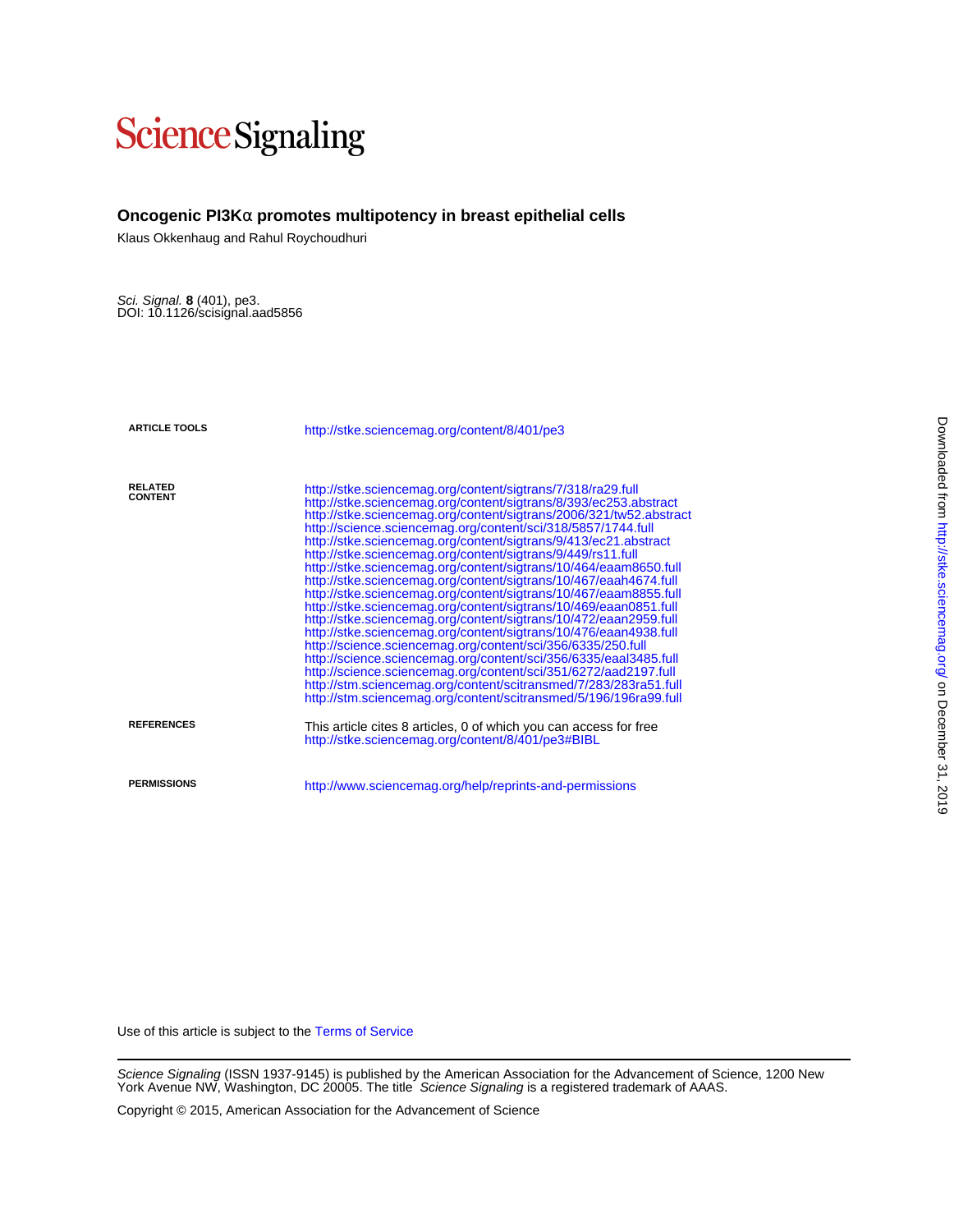# Science Signaling

## Oncogenic PI3Kα promotes multipotency in breast epithelial cells

Klaus Okkenhaug and Rahul Roychoudhuri

*Sci. Signal.* **8** (401), pe3.
DOI: 10.1126/scisignal.aad5856

| | |
|---|---|
| **ARTICLE TOOLS** | http://stke.sciencemag.org/content/8/401/pe3 |
| **RELATED CONTENT** | http://stke.sciencemag.org/content/sigtrans/7/318/ra29.full<br>http://stke.sciencemag.org/content/sigtrans/8/393/ec253.abstract<br>http://stke.sciencemag.org/content/sigtrans/2006/321/tw52.abstract<br>http://science.sciencemag.org/content/sci/318/5857/1744.full<br>http://stke.sciencemag.org/content/sigtrans/9/413/ec21.abstract<br>http://stke.sciencemag.org/content/sigtrans/9/449/rs11.full<br>http://stke.sciencemag.org/content/sigtrans/10/464/eaam8650.full<br>http://stke.sciencemag.org/content/sigtrans/10/467/eaah4674.full<br>http://stke.sciencemag.org/content/sigtrans/10/467/eaam8855.full<br>http://stke.sciencemag.org/content/sigtrans/10/469/eaan0851.full<br>http://stke.sciencemag.org/content/sigtrans/10/472/eaan2959.full<br>http://stke.sciencemag.org/content/sigtrans/10/476/eaan4938.full<br>http://science.sciencemag.org/content/sci/356/6335/250.full<br>http://science.sciencemag.org/content/sci/356/6335/eaal3485.full<br>http://science.sciencemag.org/content/sci/351/6272/aad2197.full<br>http://stm.sciencemag.org/content/scitransmed/7/283/283ra51.full<br>http://stm.sciencemag.org/content/scitransmed/5/196/196ra99.full |
| **REFERENCES** | This article cites 8 articles, 0 of which you can access for free<br>http://stke.sciencemag.org/content/8/401/pe3#BIBL |
| **PERMISSIONS** | http://www.sciencemag.org/help/reprints-and-permissions |

Use of this article is subject to the Terms of Service

*Science Signaling* (ISSN 1937-9145) is published by the American Association for the Advancement of Science, 1200 New York Avenue NW, Washington, DC 20005. The title *Science Signaling* is a registered trademark of AAAS.

Copyright © 2015, American Association for the Advancement of Science